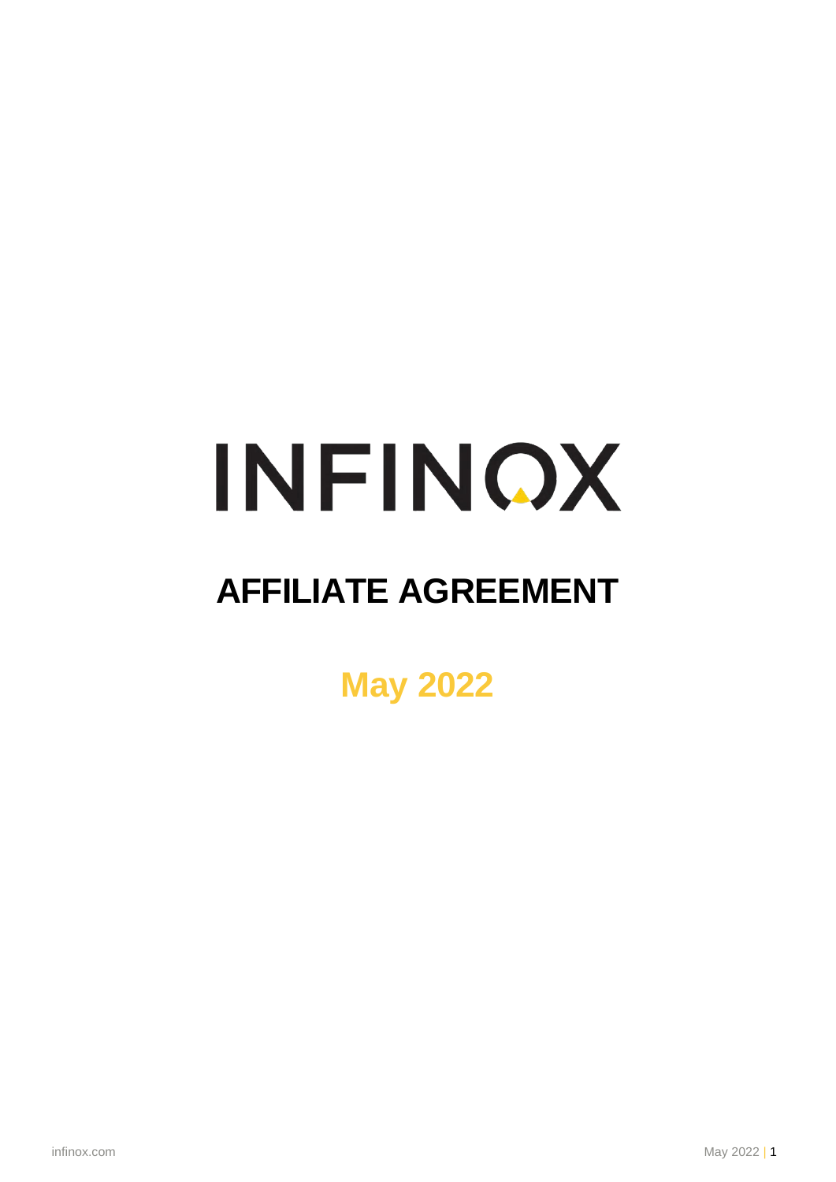# INFINOX

# AFFILIATE AGREEMENT

## May 2022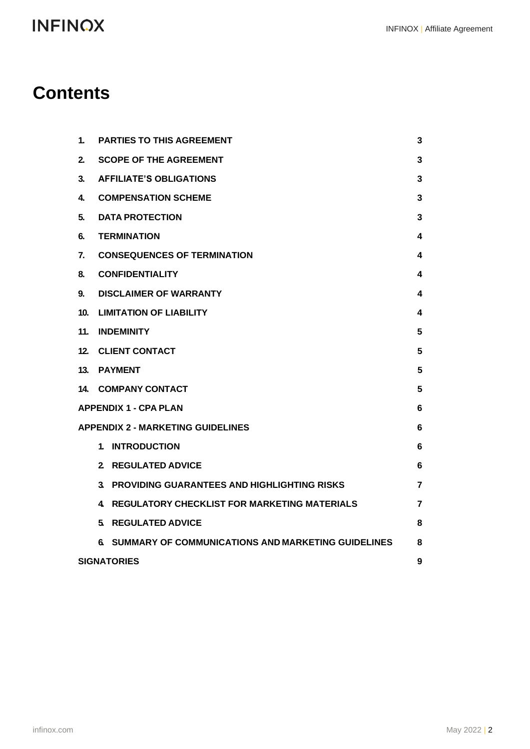# Contents

| | | |
|---|---|---|
| 1. | PARTIES TO THIS AGREEMENT | 3 |
| 2. | SCOPE OF THE AGREEMENT | 3 |
| 3. | AFFILIATE'S OBLIGATIONS | 3 |
| 4. | COMPENSATION SCHEME | 3 |
| 5. | DATA PROTECTION | 3 |
| 6. | TERMINATION | 4 |
| 7. | CONSEQUENCES OF TERMINATION | 4 |
| 8. | CONFIDENTIALITY | 4 |
| 9. | DISCLAIMER OF WARRANTY | 4 |
| 10. | LIMITATION OF LIABILITY | 4 |
| 11. | INDEMINITY | 5 |
| 12. | CLIENT CONTACT | 5 |
| 13. | PAYMENT | 5 |
| 14. | COMPANY CONTACT | 5 |
| | APPENDIX 1 - CPA PLAN | 6 |
| | APPENDIX 2 - MARKETING GUIDELINES | 6 |
| | 1. INTRODUCTION | 6 |
| | 2. REGULATED ADVICE | 6 |
| | 3. PROVIDING GUARANTEES AND HIGHLIGHTING RISKS | 7 |
| | 4. REGULATORY CHECKLIST FOR MARKETING MATERIALS | 7 |
| | 5. REGULATED ADVICE | 8 |
| | 6. SUMMARY OF COMMUNICATIONS AND MARKETING GUIDELINES | 8 |
| | SIGNATORIES | 9 |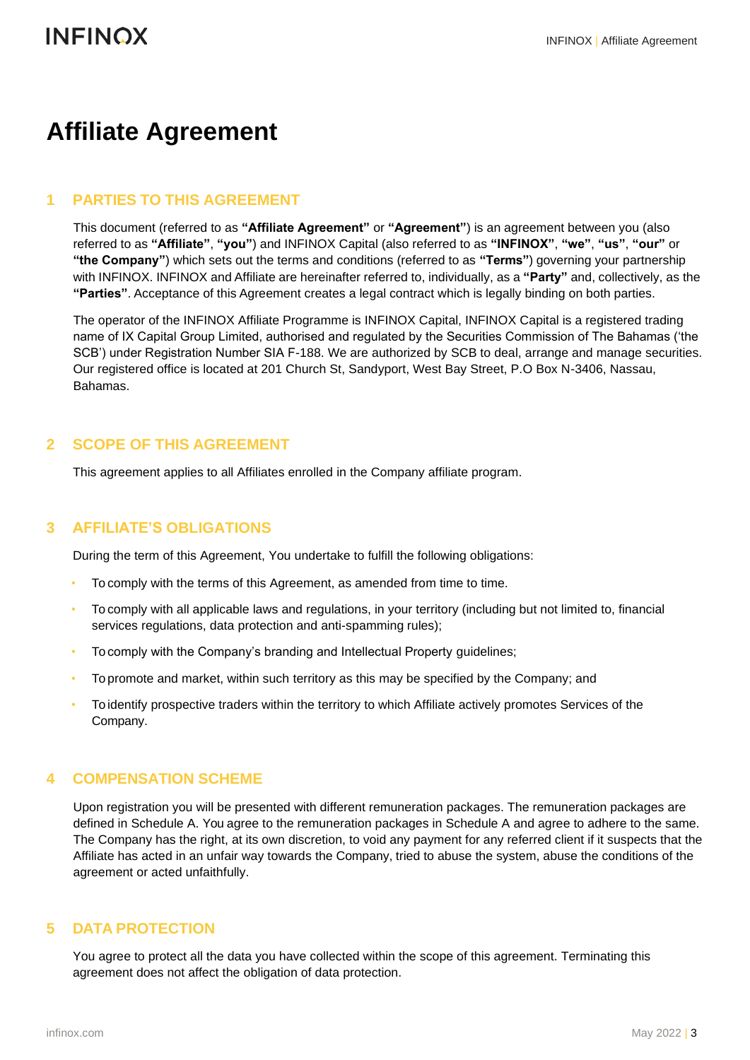# Affiliate Agreement

## 1 PARTIES TO THIS AGREEMENT

This document (referred to as **"Affiliate Agreement"** or **"Agreement"**) is an agreement between you (also referred to as **"Affiliate"**, **"you"**) and INFINOX Capital (also referred to as **"INFINOX"**, **"we"**, **"us"**, **"our"** or **"the Company"**) which sets out the terms and conditions (referred to as **"Terms"**) governing your partnership with INFINOX. INFINOX and Affiliate are hereinafter referred to, individually, as a **"Party"** and, collectively, as the **"Parties"**. Acceptance of this Agreement creates a legal contract which is legally binding on both parties.

The operator of the INFINOX Affiliate Programme is INFINOX Capital, INFINOX Capital is a registered trading name of IX Capital Group Limited, authorised and regulated by the Securities Commission of The Bahamas ('the SCB') under Registration Number SIA F-188. We are authorized by SCB to deal, arrange and manage securities. Our registered office is located at 201 Church St, Sandyport, West Bay Street, P.O Box N-3406, Nassau, Bahamas.

## 2 SCOPE OF THIS AGREEMENT

This agreement applies to all Affiliates enrolled in the Company affiliate program.

## 3 AFFILIATE'S OBLIGATIONS

During the term of this Agreement, You undertake to fulfill the following obligations:

- To comply with the terms of this Agreement, as amended from time to time.
- To comply with all applicable laws and regulations, in your territory (including but not limited to, financial services regulations, data protection and anti-spamming rules);
- To comply with the Company's branding and Intellectual Property guidelines;
- To promote and market, within such territory as this may be specified by the Company; and
- To identify prospective traders within the territory to which Affiliate actively promotes Services of the Company.

## 4 COMPENSATION SCHEME

Upon registration you will be presented with different remuneration packages. The remuneration packages are defined in Schedule A. You agree to the remuneration packages in Schedule A and agree to adhere to the same. The Company has the right, at its own discretion, to void any payment for any referred client if it suspects that the Affiliate has acted in an unfair way towards the Company, tried to abuse the system, abuse the conditions of the agreement or acted unfaithfully.

## 5 DATA PROTECTION

You agree to protect all the data you have collected within the scope of this agreement. Terminating this agreement does not affect the obligation of data protection.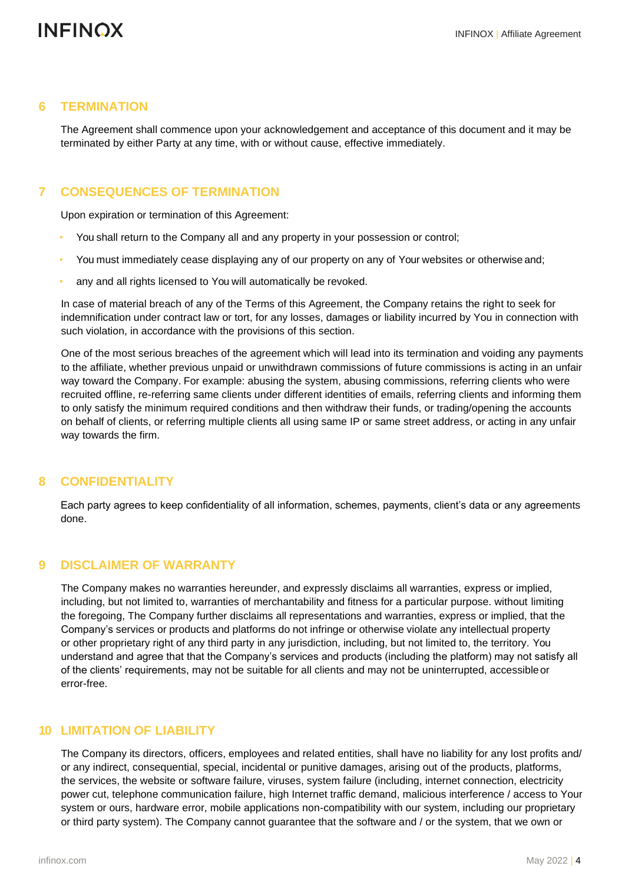## 6 TERMINATION

The Agreement shall commence upon your acknowledgement and acceptance of this document and it may be terminated by either Party at any time, with or without cause, effective immediately.

## 7 CONSEQUENCES OF TERMINATION

Upon expiration or termination of this Agreement:

- You shall return to the Company all and any property in your possession or control;
- You must immediately cease displaying any of our property on any of Your websites or otherwise and;
- any and all rights licensed to You will automatically be revoked.

In case of material breach of any of the Terms of this Agreement, the Company retains the right to seek for indemnification under contract law or tort, for any losses, damages or liability incurred by You in connection with such violation, in accordance with the provisions of this section.

One of the most serious breaches of the agreement which will lead into its termination and voiding any payments to the affiliate, whether previous unpaid or unwithdrawn commissions of future commissions is acting in an unfair way toward the Company. For example: abusing the system, abusing commissions, referring clients who were recruited offline, re-referring same clients under different identities of emails, referring clients and informing them to only satisfy the minimum required conditions and then withdraw their funds, or trading/opening the accounts on behalf of clients, or referring multiple clients all using same IP or same street address, or acting in any unfair way towards the firm.

## 8 CONFIDENTIALITY

Each party agrees to keep confidentiality of all information, schemes, payments, client's data or any agreements done.

## 9 DISCLAIMER OF WARRANTY

The Company makes no warranties hereunder, and expressly disclaims all warranties, express or implied, including, but not limited to, warranties of merchantability and fitness for a particular purpose. without limiting the foregoing, The Company further disclaims all representations and warranties, express or implied, that the Company's services or products and platforms do not infringe or otherwise violate any intellectual property or other proprietary right of any third party in any jurisdiction, including, but not limited to, the territory. You understand and agree that that the Company's services and products (including the platform) may not satisfy all of the clients' requirements, may not be suitable for all clients and may not be uninterrupted, accessible or error-free.

## 10 LIMITATION OF LIABILITY

The Company its directors, officers, employees and related entities, shall have no liability for any lost profits and/ or any indirect, consequential, special, incidental or punitive damages, arising out of the products, platforms, the services, the website or software failure, viruses, system failure (including, internet connection, electricity power cut, telephone communication failure, high Internet traffic demand, malicious interference / access to Your system or ours, hardware error, mobile applications non-compatibility with our system, including our proprietary or third party system). The Company cannot guarantee that the software and / or the system, that we own or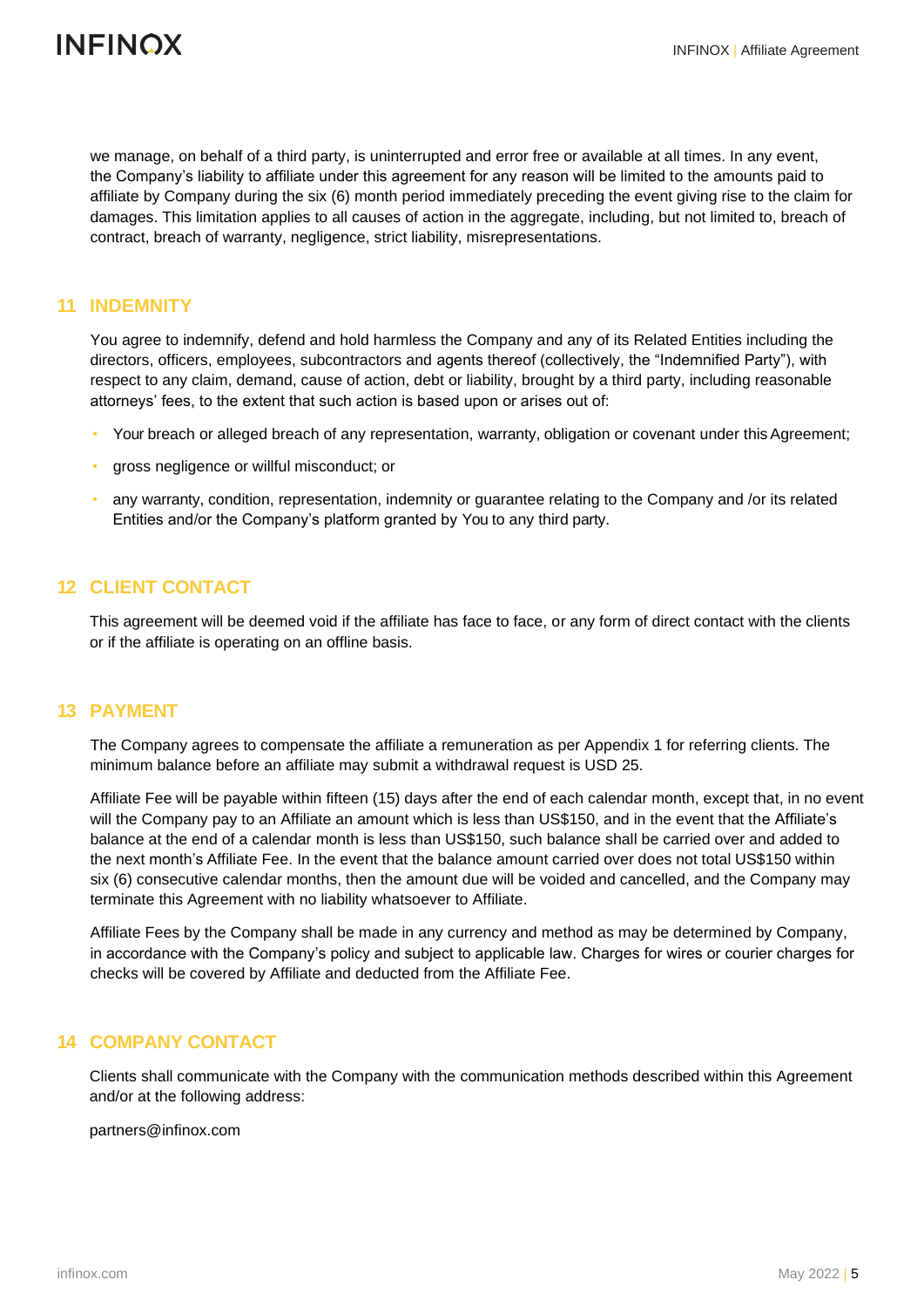we manage, on behalf of a third party, is uninterrupted and error free or available at all times. In any event, the Company's liability to affiliate under this agreement for any reason will be limited to the amounts paid to affiliate by Company during the six (6) month period immediately preceding the event giving rise to the claim for damages. This limitation applies to all causes of action in the aggregate, including, but not limited to, breach of contract, breach of warranty, negligence, strict liability, misrepresentations.

## 11 INDEMNITY

You agree to indemnify, defend and hold harmless the Company and any of its Related Entities including the directors, officers, employees, subcontractors and agents thereof (collectively, the "Indemnified Party"), with respect to any claim, demand, cause of action, debt or liability, brought by a third party, including reasonable attorneys' fees, to the extent that such action is based upon or arises out of:

- Your breach or alleged breach of any representation, warranty, obligation or covenant under this Agreement;
- gross negligence or willful misconduct; or
- any warranty, condition, representation, indemnity or guarantee relating to the Company and /or its related Entities and/or the Company's platform granted by You to any third party.

## 12 CLIENT CONTACT

This agreement will be deemed void if the affiliate has face to face, or any form of direct contact with the clients or if the affiliate is operating on an offline basis.

## 13 PAYMENT

The Company agrees to compensate the affiliate a remuneration as per Appendix 1 for referring clients. The minimum balance before an affiliate may submit a withdrawal request is USD 25.

Affiliate Fee will be payable within fifteen (15) days after the end of each calendar month, except that, in no event will the Company pay to an Affiliate an amount which is less than US$150, and in the event that the Affiliate's balance at the end of a calendar month is less than US$150, such balance shall be carried over and added to the next month's Affiliate Fee. In the event that the balance amount carried over does not total US$150 within six (6) consecutive calendar months, then the amount due will be voided and cancelled, and the Company may terminate this Agreement with no liability whatsoever to Affiliate.

Affiliate Fees by the Company shall be made in any currency and method as may be determined by Company, in accordance with the Company's policy and subject to applicable law. Charges for wires or courier charges for checks will be covered by Affiliate and deducted from the Affiliate Fee.

## 14 COMPANY CONTACT

Clients shall communicate with the Company with the communication methods described within this Agreement and/or at the following address:

partners@infinox.com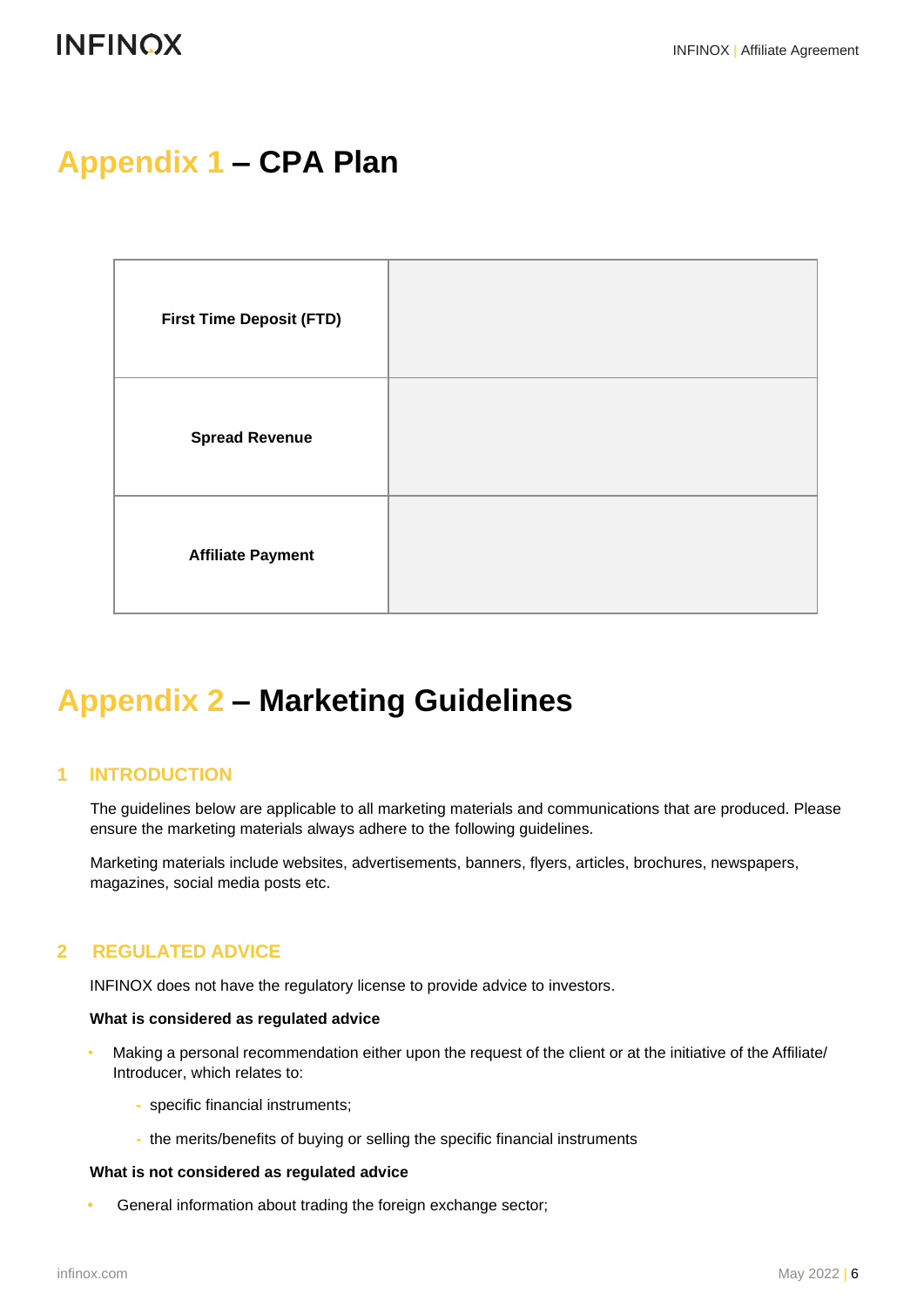# Appendix 1 – CPA Plan

| | |
|---|---|
| **First Time Deposit (FTD)** | |
| **Spread Revenue** | |
| **Affiliate Payment** | |

# Appendix 2 – Marketing Guidelines

## 1 INTRODUCTION

The guidelines below are applicable to all marketing materials and communications that are produced. Please ensure the marketing materials always adhere to the following guidelines.

Marketing materials include websites, advertisements, banners, flyers, articles, brochures, newspapers, magazines, social media posts etc.

## 2 REGULATED ADVICE

INFINOX does not have the regulatory license to provide advice to investors.

**What is considered as regulated advice**

- Making a personal recommendation either upon the request of the client or at the initiative of the Affiliate/ Introducer, which relates to:
  - specific financial instruments;
  - the merits/benefits of buying or selling the specific financial instruments

**What is not considered as regulated advice**

- General information about trading the foreign exchange sector;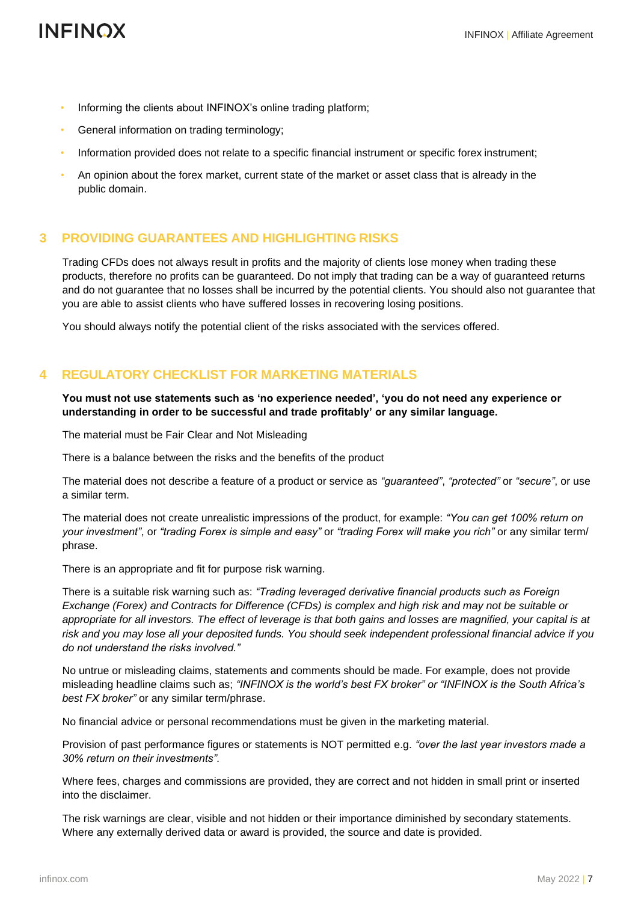- Informing the clients about INFINOX's online trading platform;
- General information on trading terminology;
- Information provided does not relate to a specific financial instrument or specific forex instrument;
- An opinion about the forex market, current state of the market or asset class that is already in the public domain.

## 3 PROVIDING GUARANTEES AND HIGHLIGHTING RISKS

Trading CFDs does not always result in profits and the majority of clients lose money when trading these products, therefore no profits can be guaranteed. Do not imply that trading can be a way of guaranteed returns and do not guarantee that no losses shall be incurred by the potential clients. You should also not guarantee that you are able to assist clients who have suffered losses in recovering losing positions.

You should always notify the potential client of the risks associated with the services offered.

## 4 REGULATORY CHECKLIST FOR MARKETING MATERIALS

**You must not use statements such as 'no experience needed', 'you do not need any experience or understanding in order to be successful and trade profitably' or any similar language.**

The material must be Fair Clear and Not Misleading

There is a balance between the risks and the benefits of the product

The material does not describe a feature of a product or service as *"guaranteed"*, *"protected"* or *"secure"*, or use a similar term.

The material does not create unrealistic impressions of the product, for example: *"You can get 100% return on your investment"*, or *"trading Forex is simple and easy"* or *"trading Forex will make you rich"* or any similar term/ phrase.

There is an appropriate and fit for purpose risk warning.

There is a suitable risk warning such as: *"Trading leveraged derivative financial products such as Foreign Exchange (Forex) and Contracts for Difference (CFDs) is complex and high risk and may not be suitable or appropriate for all investors. The effect of leverage is that both gains and losses are magnified, your capital is at risk and you may lose all your deposited funds. You should seek independent professional financial advice if you do not understand the risks involved."*

No untrue or misleading claims, statements and comments should be made. For example, does not provide misleading headline claims such as; *"INFINOX is the world's best FX broker" or "INFINOX is the South Africa's best FX broker"* or any similar term/phrase.

No financial advice or personal recommendations must be given in the marketing material.

Provision of past performance figures or statements is NOT permitted e.g. *"over the last year investors made a 30% return on their investments".*

Where fees, charges and commissions are provided, they are correct and not hidden in small print or inserted into the disclaimer.

The risk warnings are clear, visible and not hidden or their importance diminished by secondary statements. Where any externally derived data or award is provided, the source and date is provided.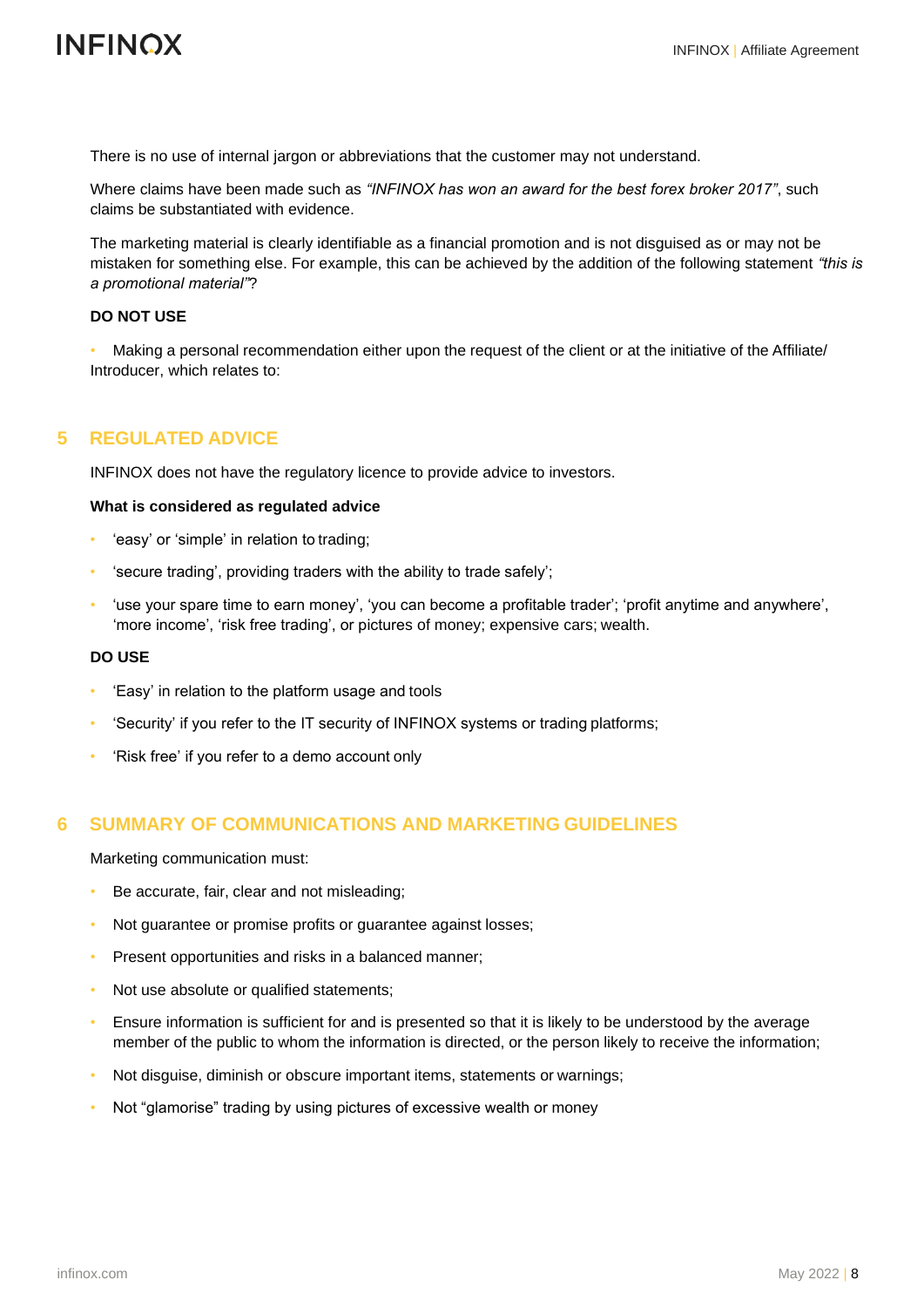There is no use of internal jargon or abbreviations that the customer may not understand.

Where claims have been made such as *"INFINOX has won an award for the best forex broker 2017"*, such claims be substantiated with evidence.

The marketing material is clearly identifiable as a financial promotion and is not disguised as or may not be mistaken for something else. For example, this can be achieved by the addition of the following statement *"this is a promotional material"*?

**DO NOT USE**

- Making a personal recommendation either upon the request of the client or at the initiative of the Affiliate/ Introducer, which relates to:

## 5 REGULATED ADVICE

INFINOX does not have the regulatory licence to provide advice to investors.

**What is considered as regulated advice**

- 'easy' or 'simple' in relation to trading;
- 'secure trading', providing traders with the ability to trade safely';
- 'use your spare time to earn money', 'you can become a profitable trader'; 'profit anytime and anywhere', 'more income', 'risk free trading', or pictures of money; expensive cars; wealth.

**DO USE**

- 'Easy' in relation to the platform usage and tools
- 'Security' if you refer to the IT security of INFINOX systems or trading platforms;
- 'Risk free' if you refer to a demo account only

## 6 SUMMARY OF COMMUNICATIONS AND MARKETING GUIDELINES

Marketing communication must:

- Be accurate, fair, clear and not misleading;
- Not guarantee or promise profits or guarantee against losses;
- Present opportunities and risks in a balanced manner;
- Not use absolute or qualified statements;
- Ensure information is sufficient for and is presented so that it is likely to be understood by the average member of the public to whom the information is directed, or the person likely to receive the information;
- Not disguise, diminish or obscure important items, statements or warnings;
- Not "glamorise" trading by using pictures of excessive wealth or money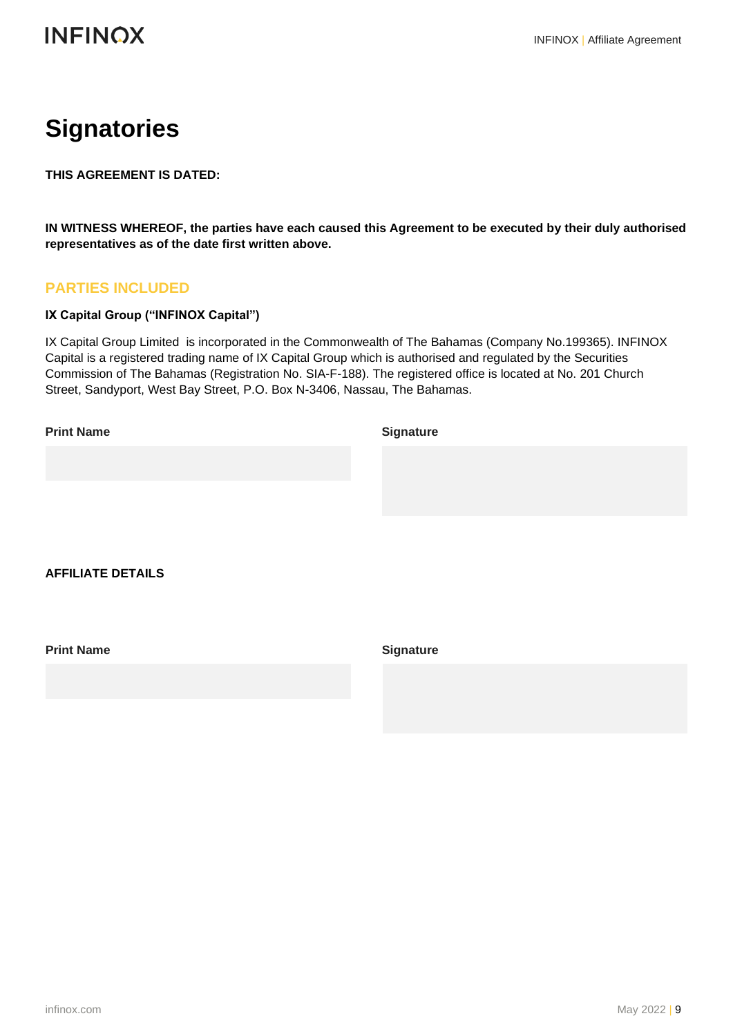# Signatories

**THIS AGREEMENT IS DATED:**

**IN WITNESS WHEREOF, the parties have each caused this Agreement to be executed by their duly authorised representatives as of the date first written above.**

## PARTIES INCLUDED

**IX Capital Group ("INFINOX Capital")**

IX Capital Group Limited is incorporated in the Commonwealth of The Bahamas (Company No.199365). INFINOX Capital is a registered trading name of IX Capital Group which is authorised and regulated by the Securities Commission of The Bahamas (Registration No. SIA-F-188). The registered office is located at No. 201 Church Street, Sandyport, West Bay Street, P.O. Box N-3406, Nassau, The Bahamas.

| Print Name | Signature |
| --- | --- |
| | |

**AFFILIATE DETAILS**

| Print Name | Signature |
| --- | --- |
| | |